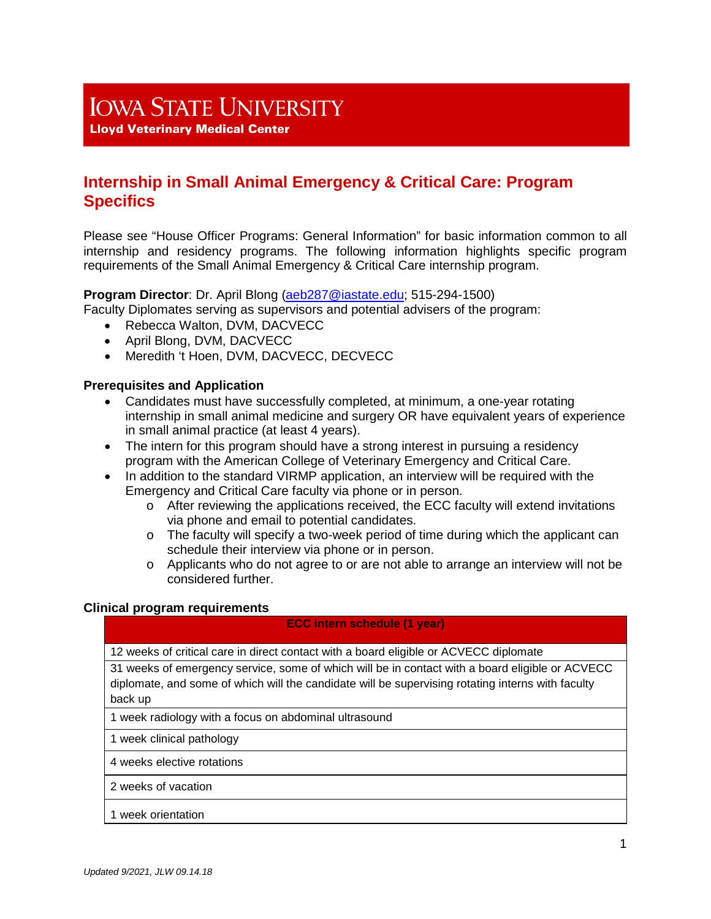# Iowa State University

**Lloyd Veterinary Medical Center**

## Internship in Small Animal Emergency & Critical Care: Program Specifics

Please see "House Officer Programs: General Information" for basic information common to all internship and residency programs. The following information highlights specific program requirements of the Small Animal Emergency & Critical Care internship program.

**Program Director**: Dr. April Blong (aeb287@iastate.edu; 515-294-1500)
Faculty Diplomates serving as supervisors and potential advisers of the program:

- Rebecca Walton, DVM, DACVECC
- April Blong, DVM, DACVECC
- Meredith 't Hoen, DVM, DACVECC, DECVECC

### Prerequisites and Application

- Candidates must have successfully completed, at minimum, a one-year rotating internship in small animal medicine and surgery OR have equivalent years of experience in small animal practice (at least 4 years).
- The intern for this program should have a strong interest in pursuing a residency program with the American College of Veterinary Emergency and Critical Care.
- In addition to the standard VIRMP application, an interview will be required with the Emergency and Critical Care faculty via phone or in person.
  - After reviewing the applications received, the ECC faculty will extend invitations via phone and email to potential candidates.
  - The faculty will specify a two-week period of time during which the applicant can schedule their interview via phone or in person.
  - Applicants who do not agree to or are not able to arrange an interview will not be considered further.

### Clinical program requirements

| ECC intern schedule (1 year) |
|---|
| 12 weeks of critical care in direct contact with a board eligible or ACVECC diplomate |
| 31 weeks of emergency service, some of which will be in contact with a board eligible or ACVECC diplomate, and some of which will the candidate will be supervising rotating interns with faculty back up |
| 1 week radiology with a focus on abdominal ultrasound |
| 1 week clinical pathology |
| 4 weeks elective rotations |
| 2 weeks of vacation |
| 1 week orientation |

*Updated 9/2021, JLW 09.14.18*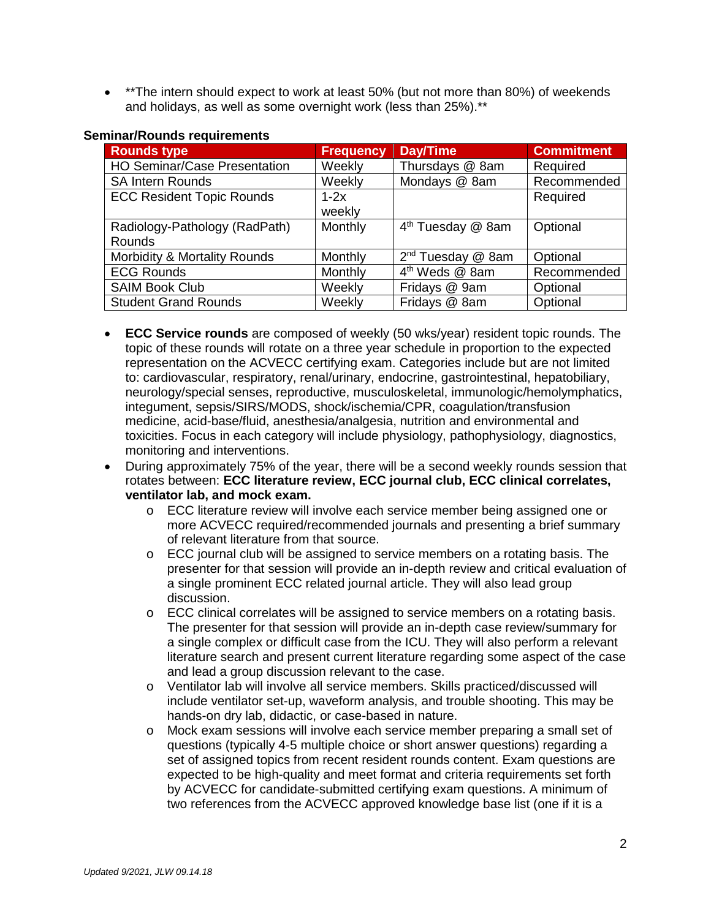- **The intern should expect to work at least 50% (but not more than 80%) of weekends and holidays, as well as some overnight work (less than 25%).**

**Seminar/Rounds requirements**

| Rounds type | Frequency | Day/Time | Commitment |
|---|---|---|---|
| HO Seminar/Case Presentation | Weekly | Thursdays @ 8am | Required |
| SA Intern Rounds | Weekly | Mondays @ 8am | Recommended |
| ECC Resident Topic Rounds | 1-2x weekly | | Required |
| Radiology-Pathology (RadPath) Rounds | Monthly | 4th Tuesday @ 8am | Optional |
| Morbidity & Mortality Rounds | Monthly | 2nd Tuesday @ 8am | Optional |
| ECG Rounds | Monthly | 4th Weds @ 8am | Recommended |
| SAIM Book Club | Weekly | Fridays @ 9am | Optional |
| Student Grand Rounds | Weekly | Fridays @ 8am | Optional |

- **ECC Service rounds** are composed of weekly (50 wks/year) resident topic rounds. The topic of these rounds will rotate on a three year schedule in proportion to the expected representation on the ACVECC certifying exam. Categories include but are not limited to: cardiovascular, respiratory, renal/urinary, endocrine, gastrointestinal, hepatobiliary, neurology/special senses, reproductive, musculoskeletal, immunologic/hemolymphatics, integument, sepsis/SIRS/MODS, shock/ischemia/CPR, coagulation/transfusion medicine, acid-base/fluid, anesthesia/analgesia, nutrition and environmental and toxicities. Focus in each category will include physiology, pathophysiology, diagnostics, monitoring and interventions.
- During approximately 75% of the year, there will be a second weekly rounds session that rotates between: **ECC literature review, ECC journal club, ECC clinical correlates, ventilator lab, and mock exam.**
  - ECC literature review will involve each service member being assigned one or more ACVECC required/recommended journals and presenting a brief summary of relevant literature from that source.
  - ECC journal club will be assigned to service members on a rotating basis. The presenter for that session will provide an in-depth review and critical evaluation of a single prominent ECC related journal article. They will also lead group discussion.
  - ECC clinical correlates will be assigned to service members on a rotating basis. The presenter for that session will provide an in-depth case review/summary for a single complex or difficult case from the ICU. They will also perform a relevant literature search and present current literature regarding some aspect of the case and lead a group discussion relevant to the case.
  - Ventilator lab will involve all service members. Skills practiced/discussed will include ventilator set-up, waveform analysis, and trouble shooting. This may be hands-on dry lab, didactic, or case-based in nature.
  - Mock exam sessions will involve each service member preparing a small set of questions (typically 4-5 multiple choice or short answer questions) regarding a set of assigned topics from recent resident rounds content. Exam questions are expected to be high-quality and meet format and criteria requirements set forth by ACVECC for candidate-submitted certifying exam questions. A minimum of two references from the ACVECC approved knowledge base list (one if it is a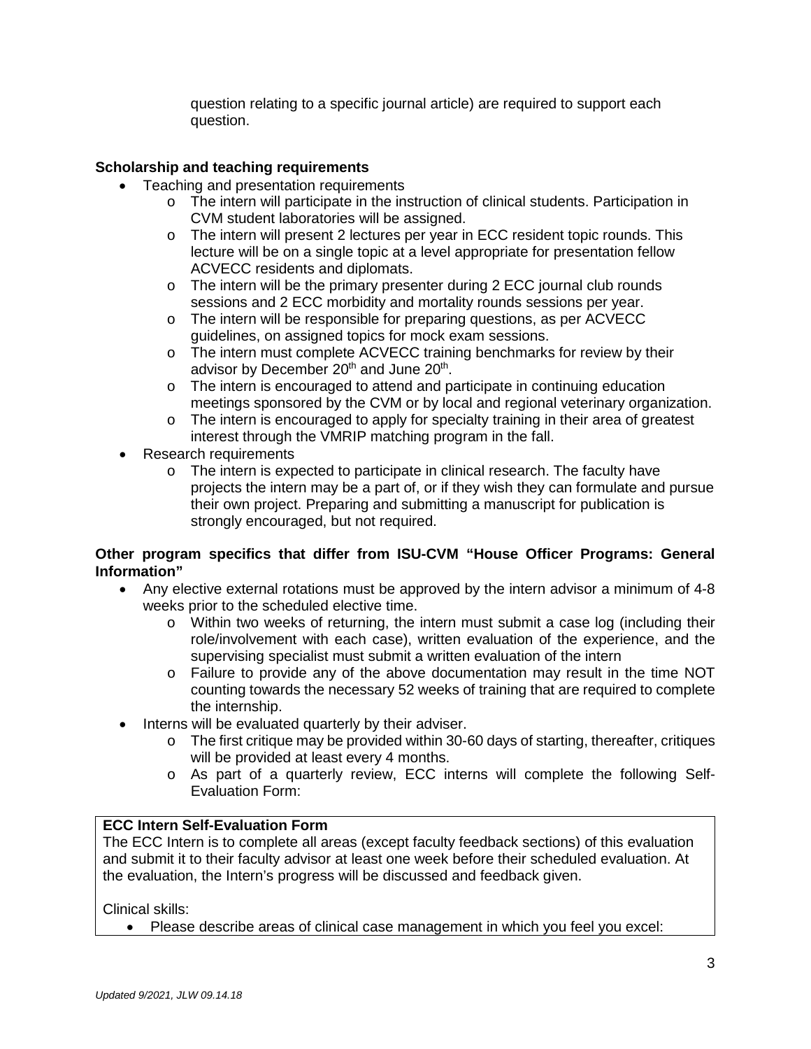question relating to a specific journal article) are required to support each question.

**Scholarship and teaching requirements**

- Teaching and presentation requirements
    - The intern will participate in the instruction of clinical students. Participation in CVM student laboratories will be assigned.
    - The intern will present 2 lectures per year in ECC resident topic rounds. This lecture will be on a single topic at a level appropriate for presentation fellow ACVECC residents and diplomats.
    - The intern will be the primary presenter during 2 ECC journal club rounds sessions and 2 ECC morbidity and mortality rounds sessions per year.
    - The intern will be responsible for preparing questions, as per ACVECC guidelines, on assigned topics for mock exam sessions.
    - The intern must complete ACVECC training benchmarks for review by their advisor by December 20th and June 20th.
    - The intern is encouraged to attend and participate in continuing education meetings sponsored by the CVM or by local and regional veterinary organization.
    - The intern is encouraged to apply for specialty training in their area of greatest interest through the VMRIP matching program in the fall.
- Research requirements
    - The intern is expected to participate in clinical research. The faculty have projects the intern may be a part of, or if they wish they can formulate and pursue their own project. Preparing and submitting a manuscript for publication is strongly encouraged, but not required.

**Other program specifics that differ from ISU-CVM "House Officer Programs: General Information"**

- Any elective external rotations must be approved by the intern advisor a minimum of 4-8 weeks prior to the scheduled elective time.
    - Within two weeks of returning, the intern must submit a case log (including their role/involvement with each case), written evaluation of the experience, and the supervising specialist must submit a written evaluation of the intern
    - Failure to provide any of the above documentation may result in the time NOT counting towards the necessary 52 weeks of training that are required to complete the internship.
- Interns will be evaluated quarterly by their adviser.
    - The first critique may be provided within 30-60 days of starting, thereafter, critiques will be provided at least every 4 months.
    - As part of a quarterly review, ECC interns will complete the following Self-Evaluation Form:

**ECC Intern Self-Evaluation Form**

The ECC Intern is to complete all areas (except faculty feedback sections) of this evaluation and submit it to their faculty advisor at least one week before their scheduled evaluation. At the evaluation, the Intern's progress will be discussed and feedback given.

Clinical skills:

- Please describe areas of clinical case management in which you feel you excel: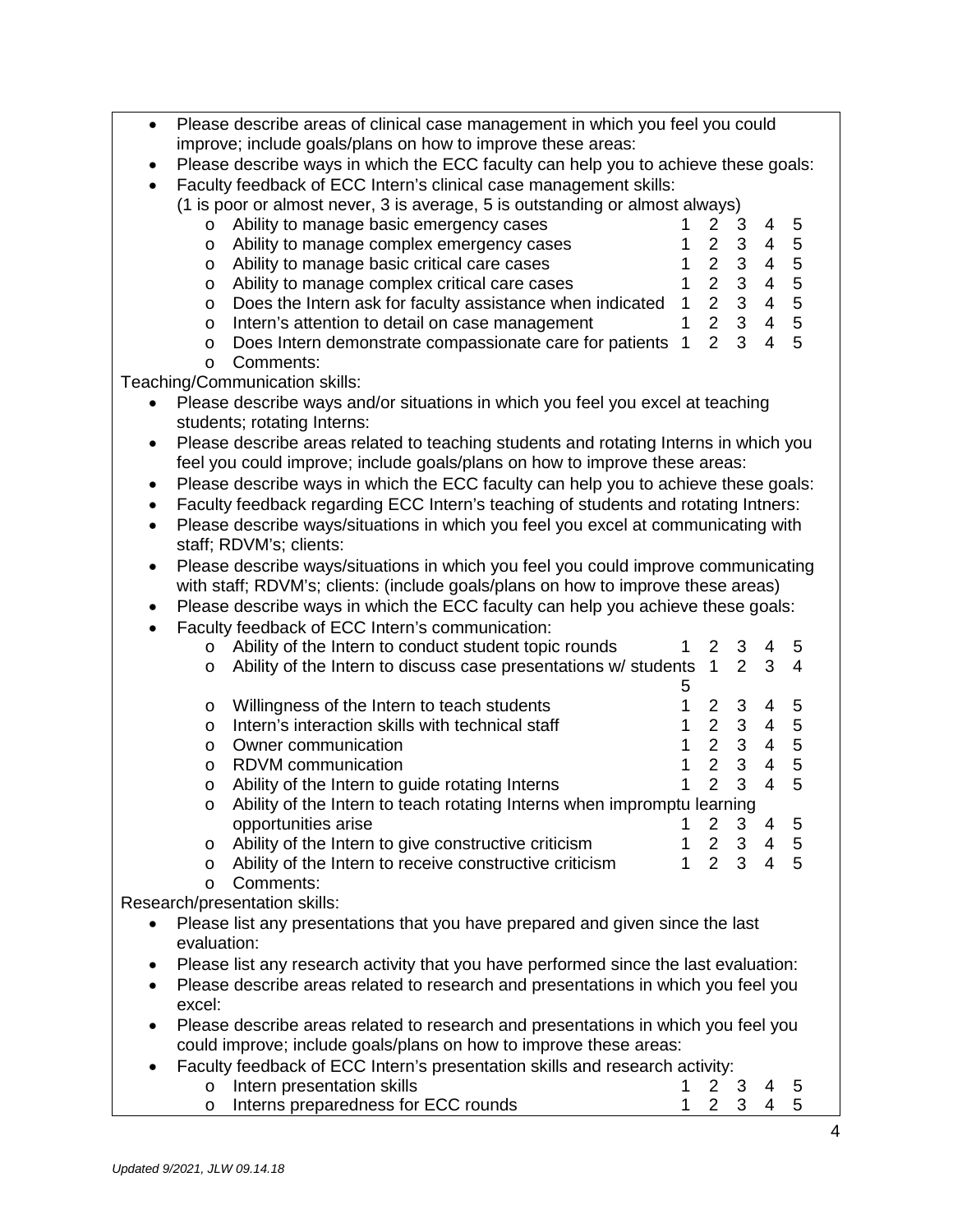- Please describe areas of clinical case management in which you feel you could improve; include goals/plans on how to improve these areas:
- Please describe ways in which the ECC faculty can help you to achieve these goals:
- Faculty feedback of ECC Intern's clinical case management skills:
  (1 is poor or almost never, 3 is average, 5 is outstanding or almost always)
  - Ability to manage basic emergency cases 1 2 3 4 5
  - Ability to manage complex emergency cases 1 2 3 4 5
  - Ability to manage basic critical care cases 1 2 3 4 5
  - Ability to manage complex critical care cases 1 2 3 4 5
  - Does the Intern ask for faculty assistance when indicated 1 2 3 4 5
  - Intern's attention to detail on case management 1 2 3 4 5
  - Does Intern demonstrate compassionate care for patients 1 2 3 4 5
  - Comments:

Teaching/Communication skills:

- Please describe ways and/or situations in which you feel you excel at teaching students; rotating Interns:
- Please describe areas related to teaching students and rotating Interns in which you feel you could improve; include goals/plans on how to improve these areas:
- Please describe ways in which the ECC faculty can help you to achieve these goals:
- Faculty feedback regarding ECC Intern's teaching of students and rotating Intners:
- Please describe ways/situations in which you feel you excel at communicating with staff; RDVM's; clients:
- Please describe ways/situations in which you feel you could improve communicating with staff; RDVM's; clients: (include goals/plans on how to improve these areas)
- Please describe ways in which the ECC faculty can help you achieve these goals:
- Faculty feedback of ECC Intern's communication:
  - Ability of the Intern to conduct student topic rounds 1 2 3 4 5
  - Ability of the Intern to discuss case presentations w/ students 1 2 3 4 5
  - Willingness of the Intern to teach students 1 2 3 4 5
  - Intern's interaction skills with technical staff 1 2 3 4 5
  - Owner communication 1 2 3 4 5
  - RDVM communication 1 2 3 4 5
  - Ability of the Intern to guide rotating Interns 1 2 3 4 5
  - Ability of the Intern to teach rotating Interns when impromptu learning opportunities arise 1 2 3 4 5
  - Ability of the Intern to give constructive criticism 1 2 3 4 5
  - Ability of the Intern to receive constructive criticism 1 2 3 4 5
  - Comments:

Research/presentation skills:

- Please list any presentations that you have prepared and given since the last evaluation:
- Please list any research activity that you have performed since the last evaluation:
- Please describe areas related to research and presentations in which you feel you excel:
- Please describe areas related to research and presentations in which you feel you could improve; include goals/plans on how to improve these areas:
- Faculty feedback of ECC Intern's presentation skills and research activity:
  - Intern presentation skills 1 2 3 4 5
  - Interns preparedness for ECC rounds 1 2 3 4 5

*Updated 9/2021, JLW 09.14.18*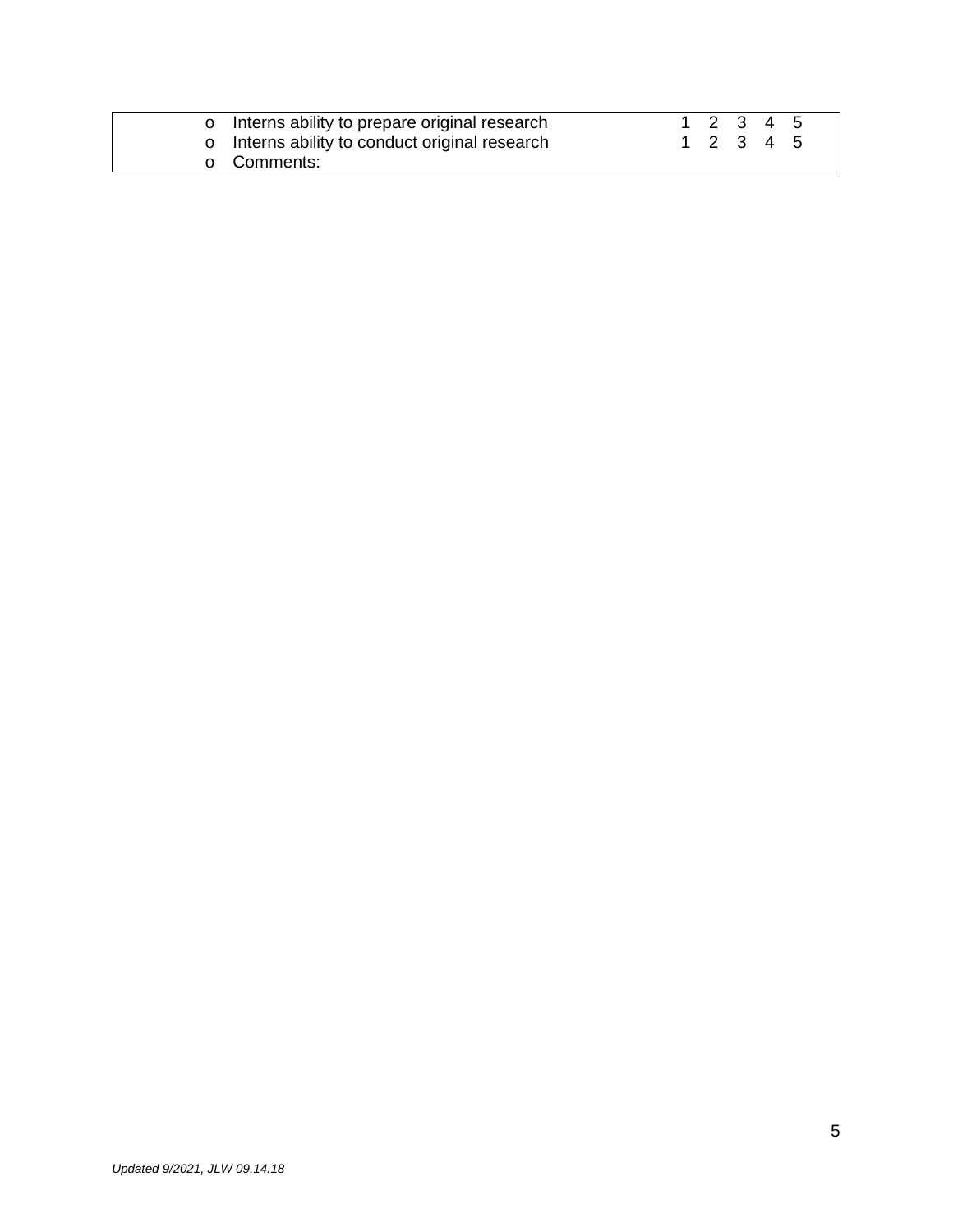- Interns ability to prepare original research 1 2 3 4 5
- Interns ability to conduct original research 1 2 3 4 5
- Comments:

*Updated 9/2021, JLW 09.14.18*